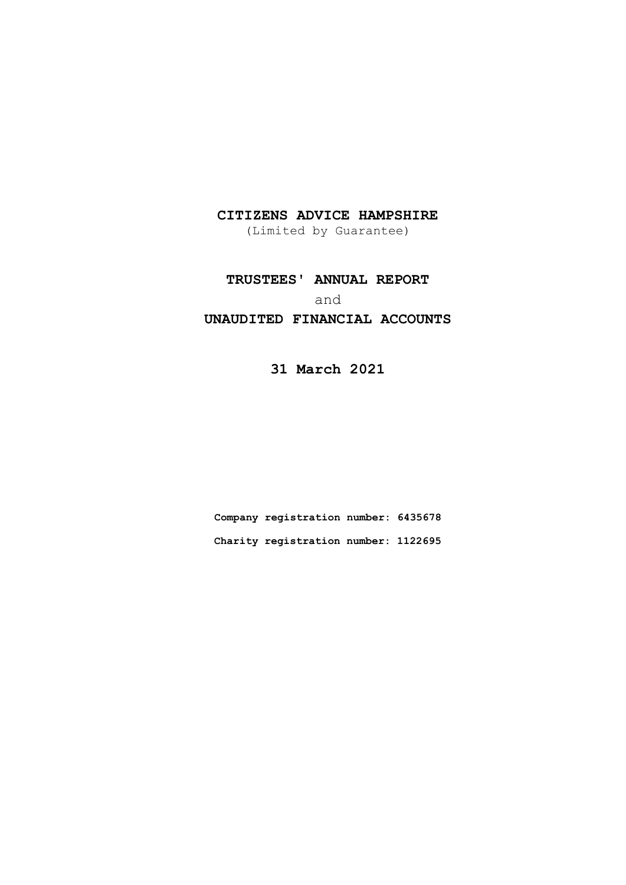# CITIZENS ADVICE HAMPSHIRE

(Limited by Guarantee)

## TRUSTEES' ANNUAL REPORT

and

## UNAUDITED FINANCIAL ACCOUNTS

## 31 March 2021

**Company registration number: 6435678**

**Charity registration number: 1122695**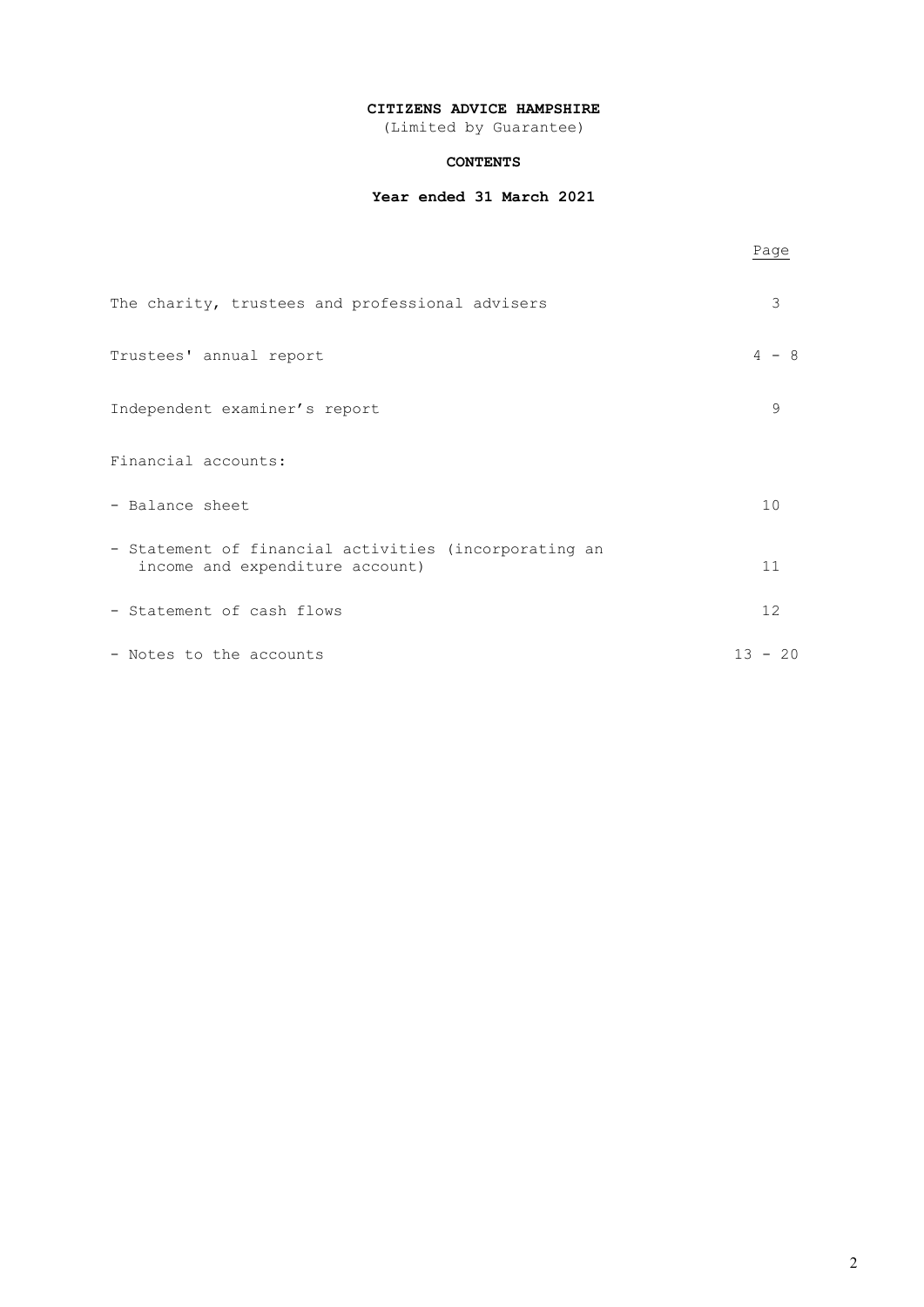**CITIZENS ADVICE HAMPSHIRE**

(Limited by Guarantee)

**CONTENTS**

**Year ended 31 March 2021**

| | Page |
|---|---|
| The charity, trustees and professional advisers | 3 |
| Trustees' annual report | 4 - 8 |
| Independent examiner's report | 9 |
| Financial accounts: | |
| - Balance sheet | 10 |
| - Statement of financial activities (incorporating an income and expenditure account) | 11 |
| - Statement of cash flows | 12 |
| - Notes to the accounts | 13 - 20 |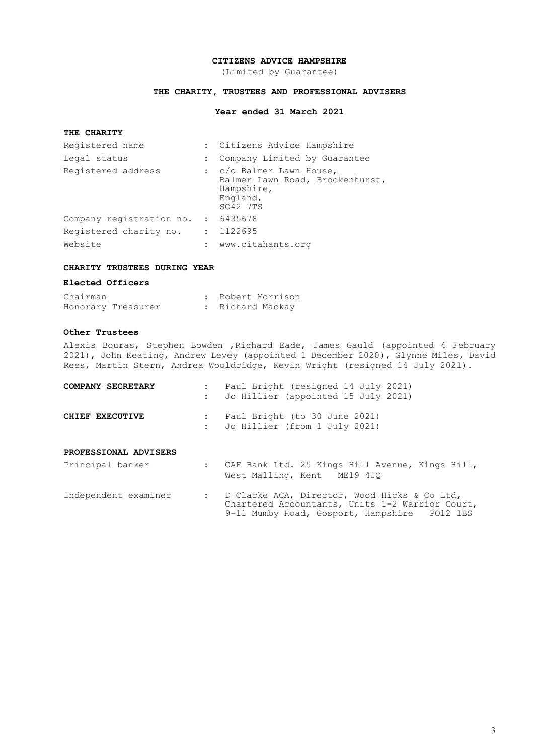# CITIZENS ADVICE HAMPSHIRE

(Limited by Guarantee)

## THE CHARITY, TRUSTEES AND PROFESSIONAL ADVISERS

### Year ended 31 March 2021

### THE CHARITY

| | | |
|---|---|---|
| Registered name | : | Citizens Advice Hampshire |
| Legal status | : | Company Limited by Guarantee |
| Registered address | : | c/o Balmer Lawn House, Balmer Lawn Road, Brockenhurst, Hampshire, England, SO42 7TS |
| Company registration no. | : | 6435678 |
| Registered charity no. | : | 1122695 |
| Website | : | www.citahants.org |

### CHARITY TRUSTEES DURING YEAR

#### Elected Officers

| | | |
|---|---|---|
| Chairman | : | Robert Morrison |
| Honorary Treasurer | : | Richard Mackay |

#### Other Trustees

Alexis Bouras, Stephen Bowden ,Richard Eade, James Gauld (appointed 4 February 2021), John Keating, Andrew Levey (appointed 1 December 2020), Glynne Miles, David Rees, Martin Stern, Andrea Wooldridge, Kevin Wright (resigned 14 July 2021).

| | | |
|---|---|---|
| **COMPANY SECRETARY** | : | Paul Bright (resigned 14 July 2021) |
| | : | Jo Hillier (appointed 15 July 2021) |
| **CHIEF EXECUTIVE** | : | Paul Bright (to 30 June 2021) |
| | : | Jo Hillier (from 1 July 2021) |

### PROFESSIONAL ADVISERS

| | | |
|---|---|---|
| Principal banker | : | CAF Bank Ltd. 25 Kings Hill Avenue, Kings Hill, West Malling, Kent ME19 4JQ |
| Independent examiner | : | D Clarke ACA, Director, Wood Hicks & Co Ltd, Chartered Accountants, Units 1-2 Warrior Court, 9-11 Mumby Road, Gosport, Hampshire PO12 1BS |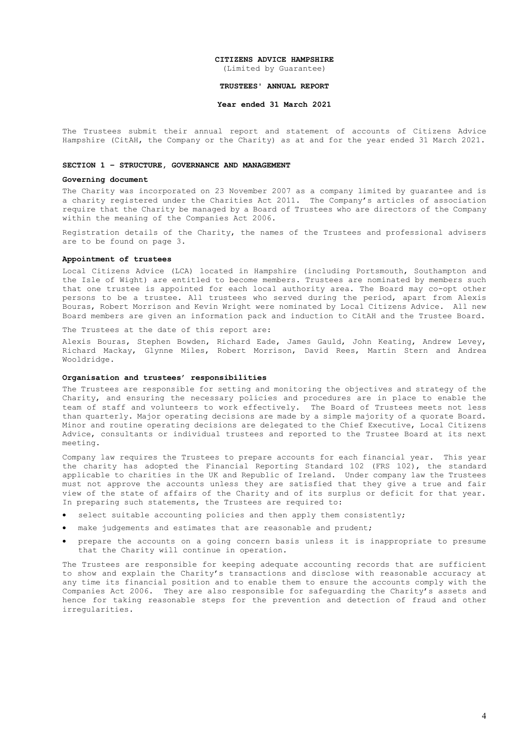**CITIZENS ADVICE HAMPSHIRE**
(Limited by Guarantee)

**TRUSTEES' ANNUAL REPORT**

**Year ended 31 March 2021**

The Trustees submit their annual report and statement of accounts of Citizens Advice Hampshire (CitAH, the Company or the Charity) as at and for the year ended 31 March 2021.

## SECTION 1 – STRUCTURE, GOVERNANCE AND MANAGEMENT

### Governing document

The Charity was incorporated on 23 November 2007 as a company limited by guarantee and is a charity registered under the Charities Act 2011. The Company's articles of association require that the Charity be managed by a Board of Trustees who are directors of the Company within the meaning of the Companies Act 2006.

Registration details of the Charity, the names of the Trustees and professional advisers are to be found on page 3.

### Appointment of trustees

Local Citizens Advice (LCA) located in Hampshire (including Portsmouth, Southampton and the Isle of Wight) are entitled to become members. Trustees are nominated by members such that one trustee is appointed for each local authority area. The Board may co-opt other persons to be a trustee. All trustees who served during the period, apart from Alexis Bouras, Robert Morrison and Kevin Wright were nominated by Local Citizens Advice. All new Board members are given an information pack and induction to CitAH and the Trustee Board.

The Trustees at the date of this report are:

Alexis Bouras, Stephen Bowden, Richard Eade, James Gauld, John Keating, Andrew Levey, Richard Mackay, Glynne Miles, Robert Morrison, David Rees, Martin Stern and Andrea Wooldridge.

### Organisation and trustees' responsibilities

The Trustees are responsible for setting and monitoring the objectives and strategy of the Charity, and ensuring the necessary policies and procedures are in place to enable the team of staff and volunteers to work effectively. The Board of Trustees meets not less than quarterly. Major operating decisions are made by a simple majority of a quorate Board. Minor and routine operating decisions are delegated to the Chief Executive, Local Citizens Advice, consultants or individual trustees and reported to the Trustee Board at its next meeting.

Company law requires the Trustees to prepare accounts for each financial year. This year the charity has adopted the Financial Reporting Standard 102 (FRS 102), the standard applicable to charities in the UK and Republic of Ireland. Under company law the Trustees must not approve the accounts unless they are satisfied that they give a true and fair view of the state of affairs of the Charity and of its surplus or deficit for that year. In preparing such statements, the Trustees are required to:

- select suitable accounting policies and then apply them consistently;
- make judgements and estimates that are reasonable and prudent;
- prepare the accounts on a going concern basis unless it is inappropriate to presume that the Charity will continue in operation.

The Trustees are responsible for keeping adequate accounting records that are sufficient to show and explain the Charity's transactions and disclose with reasonable accuracy at any time its financial position and to enable them to ensure the accounts comply with the Companies Act 2006. They are also responsible for safeguarding the Charity's assets and hence for taking reasonable steps for the prevention and detection of fraud and other irregularities.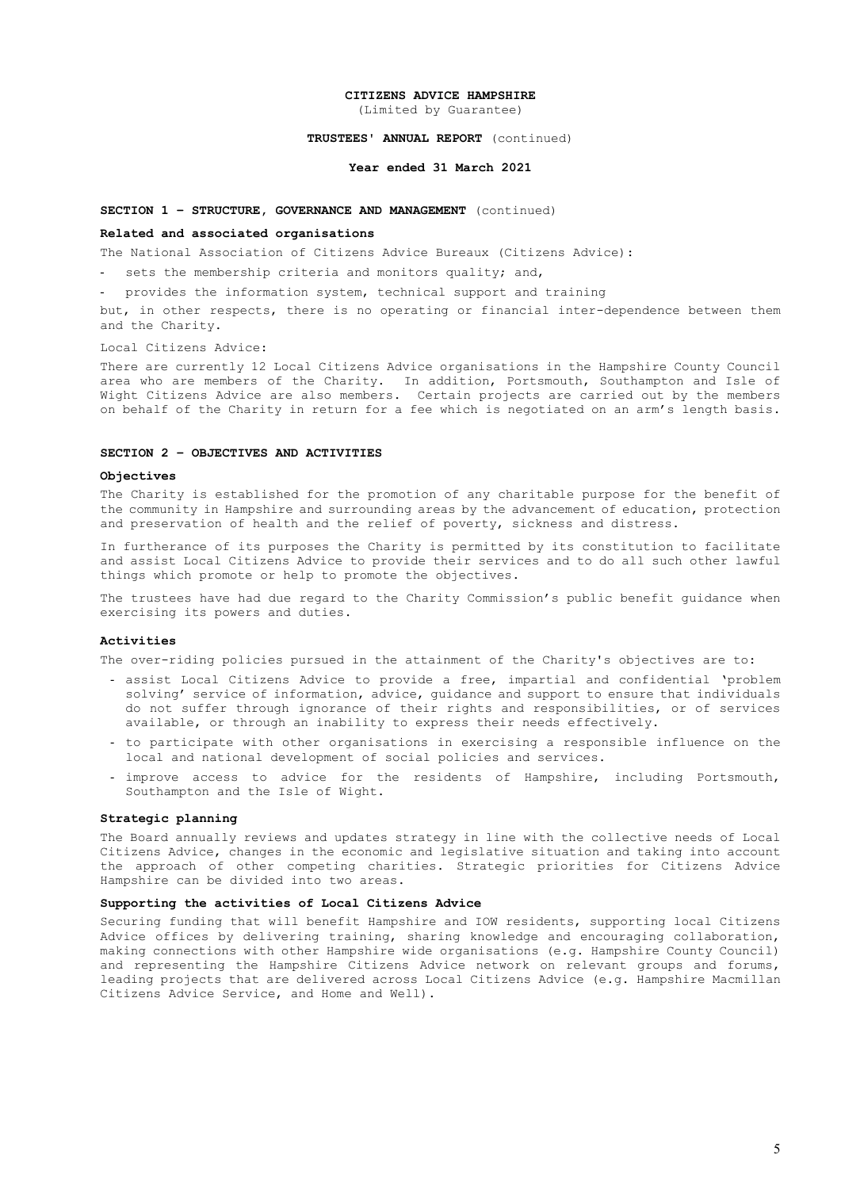**CITIZENS ADVICE HAMPSHIRE**
(Limited by Guarantee)

**TRUSTEES' ANNUAL REPORT** (continued)

**Year ended 31 March 2021**

**SECTION 1 – STRUCTURE, GOVERNANCE AND MANAGEMENT** (continued)

**Related and associated organisations**

The National Association of Citizens Advice Bureaux (Citizens Advice):

- sets the membership criteria and monitors quality; and,
- provides the information system, technical support and training

but, in other respects, there is no operating or financial inter-dependence between them and the Charity.

Local Citizens Advice:

There are currently 12 Local Citizens Advice organisations in the Hampshire County Council area who are members of the Charity. In addition, Portsmouth, Southampton and Isle of Wight Citizens Advice are also members. Certain projects are carried out by the members on behalf of the Charity in return for a fee which is negotiated on an arm's length basis.

**SECTION 2 – OBJECTIVES AND ACTIVITIES**

**Objectives**

The Charity is established for the promotion of any charitable purpose for the benefit of the community in Hampshire and surrounding areas by the advancement of education, protection and preservation of health and the relief of poverty, sickness and distress.

In furtherance of its purposes the Charity is permitted by its constitution to facilitate and assist Local Citizens Advice to provide their services and to do all such other lawful things which promote or help to promote the objectives.

The trustees have had due regard to the Charity Commission's public benefit guidance when exercising its powers and duties.

**Activities**

The over-riding policies pursued in the attainment of the Charity's objectives are to:

- assist Local Citizens Advice to provide a free, impartial and confidential 'problem solving' service of information, advice, guidance and support to ensure that individuals do not suffer through ignorance of their rights and responsibilities, or of services available, or through an inability to express their needs effectively.
- to participate with other organisations in exercising a responsible influence on the local and national development of social policies and services.
- improve access to advice for the residents of Hampshire, including Portsmouth, Southampton and the Isle of Wight.

**Strategic planning**

The Board annually reviews and updates strategy in line with the collective needs of Local Citizens Advice, changes in the economic and legislative situation and taking into account the approach of other competing charities. Strategic priorities for Citizens Advice Hampshire can be divided into two areas.

**Supporting the activities of Local Citizens Advice**

Securing funding that will benefit Hampshire and IOW residents, supporting local Citizens Advice offices by delivering training, sharing knowledge and encouraging collaboration, making connections with other Hampshire wide organisations (e.g. Hampshire County Council) and representing the Hampshire Citizens Advice network on relevant groups and forums, leading projects that are delivered across Local Citizens Advice (e.g. Hampshire Macmillan Citizens Advice Service, and Home and Well).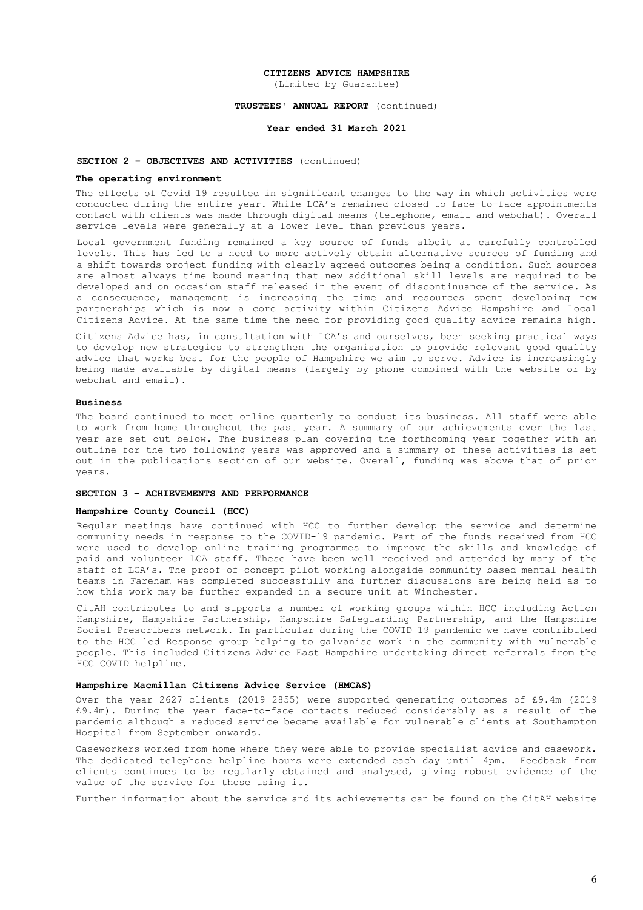**CITIZENS ADVICE HAMPSHIRE**
(Limited by Guarantee)

**TRUSTEES' ANNUAL REPORT** (continued)

**Year ended 31 March 2021**

## SECTION 2 – OBJECTIVES AND ACTIVITIES (continued)

### The operating environment

The effects of Covid 19 resulted in significant changes to the way in which activities were conducted during the entire year. While LCA's remained closed to face-to-face appointments contact with clients was made through digital means (telephone, email and webchat). Overall service levels were generally at a lower level than previous years.

Local government funding remained a key source of funds albeit at carefully controlled levels. This has led to a need to more actively obtain alternative sources of funding and a shift towards project funding with clearly agreed outcomes being a condition. Such sources are almost always time bound meaning that new additional skill levels are required to be developed and on occasion staff released in the event of discontinuance of the service. As a consequence, management is increasing the time and resources spent developing new partnerships which is now a core activity within Citizens Advice Hampshire and Local Citizens Advice. At the same time the need for providing good quality advice remains high.

Citizens Advice has, in consultation with LCA's and ourselves, been seeking practical ways to develop new strategies to strengthen the organisation to provide relevant good quality advice that works best for the people of Hampshire we aim to serve. Advice is increasingly being made available by digital means (largely by phone combined with the website or by webchat and email).

### Business

The board continued to meet online quarterly to conduct its business. All staff were able to work from home throughout the past year. A summary of our achievements over the last year are set out below. The business plan covering the forthcoming year together with an outline for the two following years was approved and a summary of these activities is set out in the publications section of our website. Overall, funding was above that of prior years.

## SECTION 3 – ACHIEVEMENTS AND PERFORMANCE

### Hampshire County Council (HCC)

Regular meetings have continued with HCC to further develop the service and determine community needs in response to the COVID-19 pandemic. Part of the funds received from HCC were used to develop online training programmes to improve the skills and knowledge of paid and volunteer LCA staff. These have been well received and attended by many of the staff of LCA's. The proof-of-concept pilot working alongside community based mental health teams in Fareham was completed successfully and further discussions are being held as to how this work may be further expanded in a secure unit at Winchester.

CitAH contributes to and supports a number of working groups within HCC including Action Hampshire, Hampshire Partnership, Hampshire Safeguarding Partnership, and the Hampshire Social Prescribers network. In particular during the COVID 19 pandemic we have contributed to the HCC led Response group helping to galvanise work in the community with vulnerable people. This included Citizens Advice East Hampshire undertaking direct referrals from the HCC COVID helpline.

### Hampshire Macmillan Citizens Advice Service (HMCAS)

Over the year 2627 clients (2019 2855) were supported generating outcomes of £9.4m (2019 £9.4m). During the year face-to-face contacts reduced considerably as a result of the pandemic although a reduced service became available for vulnerable clients at Southampton Hospital from September onwards.

Caseworkers worked from home where they were able to provide specialist advice and casework. The dedicated telephone helpline hours were extended each day until 4pm. Feedback from clients continues to be regularly obtained and analysed, giving robust evidence of the value of the service for those using it.

Further information about the service and its achievements can be found on the CitAH website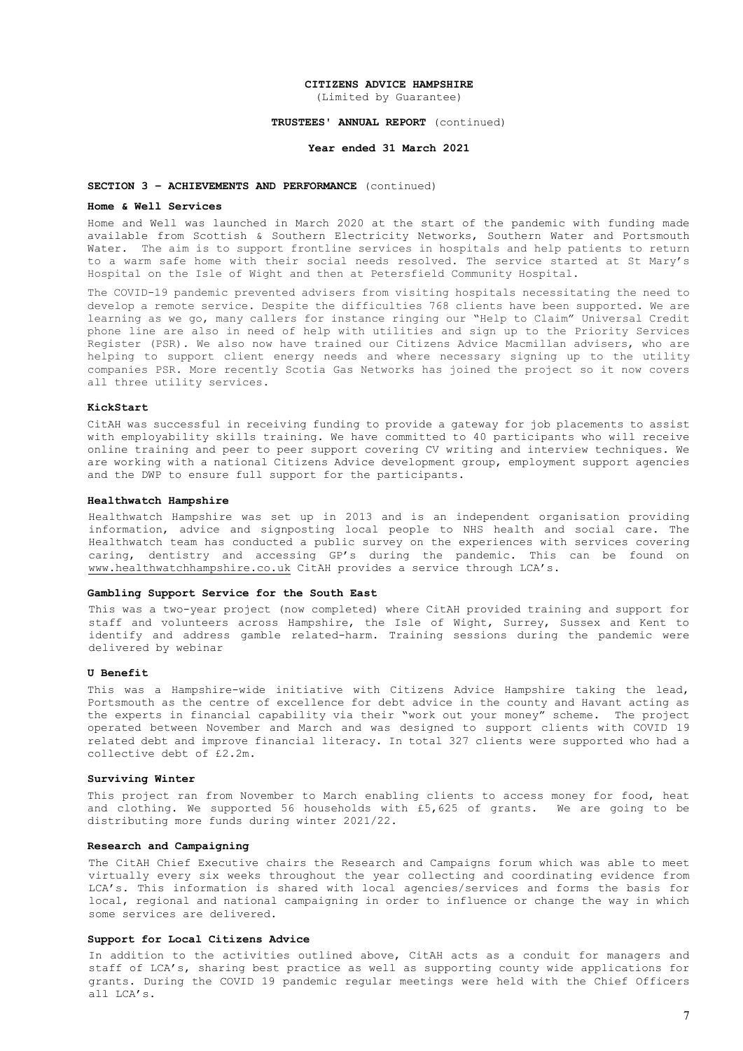**CITIZENS ADVICE HAMPSHIRE**
(Limited by Guarantee)

**TRUSTEES' ANNUAL REPORT** (continued)

**Year ended 31 March 2021**

**SECTION 3 – ACHIEVEMENTS AND PERFORMANCE** (continued)

### Home & Well Services

Home and Well was launched in March 2020 at the start of the pandemic with funding made available from Scottish & Southern Electricity Networks, Southern Water and Portsmouth Water. The aim is to support frontline services in hospitals and help patients to return to a warm safe home with their social needs resolved. The service started at St Mary's Hospital on the Isle of Wight and then at Petersfield Community Hospital.

The COVID-19 pandemic prevented advisers from visiting hospitals necessitating the need to develop a remote service. Despite the difficulties 768 clients have been supported. We are learning as we go, many callers for instance ringing our "Help to Claim" Universal Credit phone line are also in need of help with utilities and sign up to the Priority Services Register (PSR). We also now have trained our Citizens Advice Macmillan advisers, who are helping to support client energy needs and where necessary signing up to the utility companies PSR. More recently Scotia Gas Networks has joined the project so it now covers all three utility services.

### KickStart

CitAH was successful in receiving funding to provide a gateway for job placements to assist with employability skills training. We have committed to 40 participants who will receive online training and peer to peer support covering CV writing and interview techniques. We are working with a national Citizens Advice development group, employment support agencies and the DWP to ensure full support for the participants.

### Healthwatch Hampshire

Healthwatch Hampshire was set up in 2013 and is an independent organisation providing information, advice and signposting local people to NHS health and social care. The Healthwatch team has conducted a public survey on the experiences with services covering caring, dentistry and accessing GP's during the pandemic. This can be found on www.healthwatchhampshire.co.uk CitAH provides a service through LCA's.

### Gambling Support Service for the South East

This was a two-year project (now completed) where CitAH provided training and support for staff and volunteers across Hampshire, the Isle of Wight, Surrey, Sussex and Kent to identify and address gamble related-harm. Training sessions during the pandemic were delivered by webinar

### U Benefit

This was a Hampshire-wide initiative with Citizens Advice Hampshire taking the lead, Portsmouth as the centre of excellence for debt advice in the county and Havant acting as the experts in financial capability via their "work out your money" scheme. The project operated between November and March and was designed to support clients with COVID 19 related debt and improve financial literacy. In total 327 clients were supported who had a collective debt of £2.2m.

### Surviving Winter

This project ran from November to March enabling clients to access money for food, heat and clothing. We supported 56 households with £5,625 of grants. We are going to be distributing more funds during winter 2021/22.

### Research and Campaigning

The CitAH Chief Executive chairs the Research and Campaigns forum which was able to meet virtually every six weeks throughout the year collecting and coordinating evidence from LCA's. This information is shared with local agencies/services and forms the basis for local, regional and national campaigning in order to influence or change the way in which some services are delivered.

### Support for Local Citizens Advice

In addition to the activities outlined above, CitAH acts as a conduit for managers and staff of LCA's, sharing best practice as well as supporting county wide applications for grants. During the COVID 19 pandemic regular meetings were held with the Chief Officers all LCA's.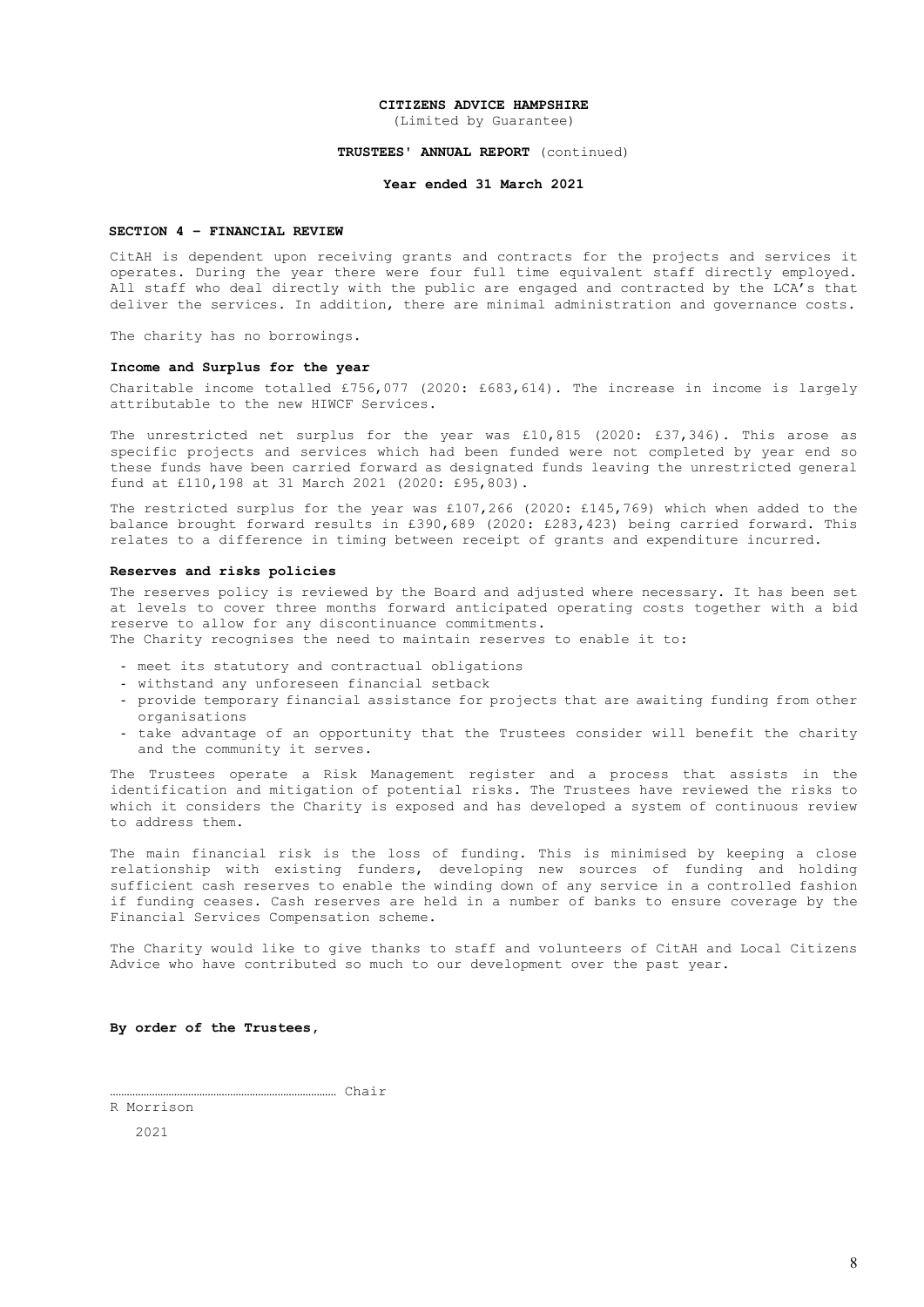**CITIZENS ADVICE HAMPSHIRE**
(Limited by Guarantee)

**TRUSTEES' ANNUAL REPORT** (continued)

**Year ended 31 March 2021**

## SECTION 4 – FINANCIAL REVIEW

CitAH is dependent upon receiving grants and contracts for the projects and services it operates. During the year there were four full time equivalent staff directly employed. All staff who deal directly with the public are engaged and contracted by the LCA's that deliver the services. In addition, there are minimal administration and governance costs.

The charity has no borrowings.

### Income and Surplus for the year

Charitable income totalled £756,077 (2020: £683,614). The increase in income is largely attributable to the new HIWCF Services.

The unrestricted net surplus for the year was £10,815 (2020: £37,346). This arose as specific projects and services which had been funded were not completed by year end so these funds have been carried forward as designated funds leaving the unrestricted general fund at £110,198 at 31 March 2021 (2020: £95,803).

The restricted surplus for the year was £107,266 (2020: £145,769) which when added to the balance brought forward results in £390,689 (2020: £283,423) being carried forward. This relates to a difference in timing between receipt of grants and expenditure incurred.

### Reserves and risks policies

The reserves policy is reviewed by the Board and adjusted where necessary. It has been set at levels to cover three months forward anticipated operating costs together with a bid reserve to allow for any discontinuance commitments.
The Charity recognises the need to maintain reserves to enable it to:

- meet its statutory and contractual obligations
- withstand any unforeseen financial setback
- provide temporary financial assistance for projects that are awaiting funding from other organisations
- take advantage of an opportunity that the Trustees consider will benefit the charity and the community it serves.

The Trustees operate a Risk Management register and a process that assists in the identification and mitigation of potential risks. The Trustees have reviewed the risks to which it considers the Charity is exposed and has developed a system of continuous review to address them.

The main financial risk is the loss of funding. This is minimised by keeping a close relationship with existing funders, developing new sources of funding and holding sufficient cash reserves to enable the winding down of any service in a controlled fashion if funding ceases. Cash reserves are held in a number of banks to ensure coverage by the Financial Services Compensation scheme.

The Charity would like to give thanks to staff and volunteers of CitAH and Local Citizens Advice who have contributed so much to our development over the past year.

**By order of the Trustees,**

……………………………………………………………… Chair
R Morrison

2021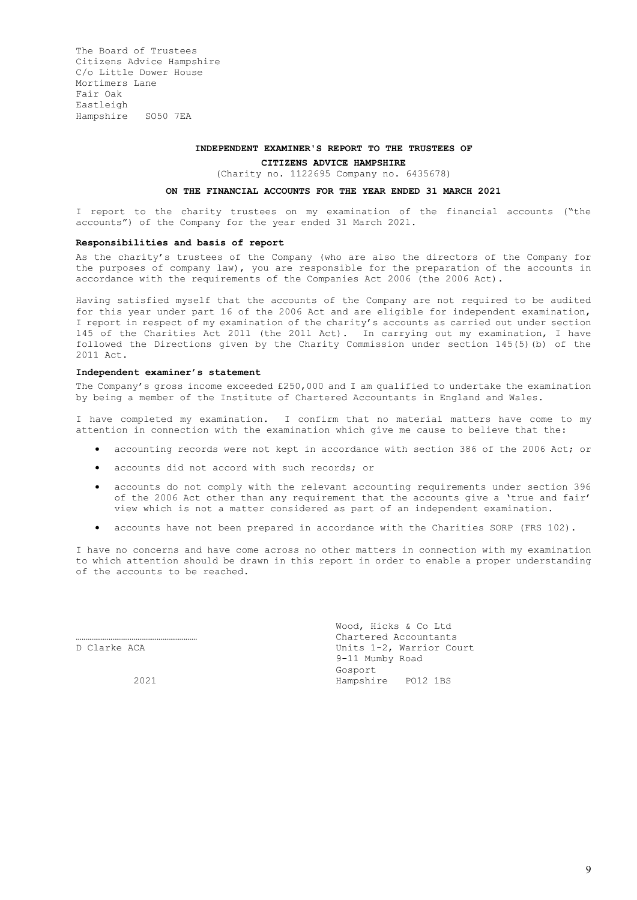The Board of Trustees
Citizens Advice Hampshire
C/o Little Dower House
Mortimers Lane
Fair Oak
Eastleigh
Hampshire SO50 7EA

**INDEPENDENT EXAMINER'S REPORT TO THE TRUSTEES OF**

**CITIZENS ADVICE HAMPSHIRE**

(Charity no. 1122695 Company no. 6435678)

**ON THE FINANCIAL ACCOUNTS FOR THE YEAR ENDED 31 MARCH 2021**

I report to the charity trustees on my examination of the financial accounts ("the accounts") of the Company for the year ended 31 March 2021.

**Responsibilities and basis of report**

As the charity's trustees of the Company (who are also the directors of the Company for the purposes of company law), you are responsible for the preparation of the accounts in accordance with the requirements of the Companies Act 2006 (the 2006 Act).

Having satisfied myself that the accounts of the Company are not required to be audited for this year under part 16 of the 2006 Act and are eligible for independent examination, I report in respect of my examination of the charity's accounts as carried out under section 145 of the Charities Act 2011 (the 2011 Act). In carrying out my examination, I have followed the Directions given by the Charity Commission under section 145(5)(b) of the 2011 Act.

**Independent examiner's statement**

The Company's gross income exceeded £250,000 and I am qualified to undertake the examination by being a member of the Institute of Chartered Accountants in England and Wales.

I have completed my examination. I confirm that no material matters have come to my attention in connection with the examination which give me cause to believe that the:

- accounting records were not kept in accordance with section 386 of the 2006 Act; or
- accounts did not accord with such records; or
- accounts do not comply with the relevant accounting requirements under section 396 of the 2006 Act other than any requirement that the accounts give a 'true and fair' view which is not a matter considered as part of an independent examination.
- accounts have not been prepared in accordance with the Charities SORP (FRS 102).

I have no concerns and have come across no other matters in connection with my examination to which attention should be drawn in this report in order to enable a proper understanding of the accounts to be reached.

……………………………………………
D Clarke ACA

2021

Wood, Hicks & Co Ltd
Chartered Accountants
Units 1-2, Warrior Court
9-11 Mumby Road
Gosport
Hampshire PO12 1BS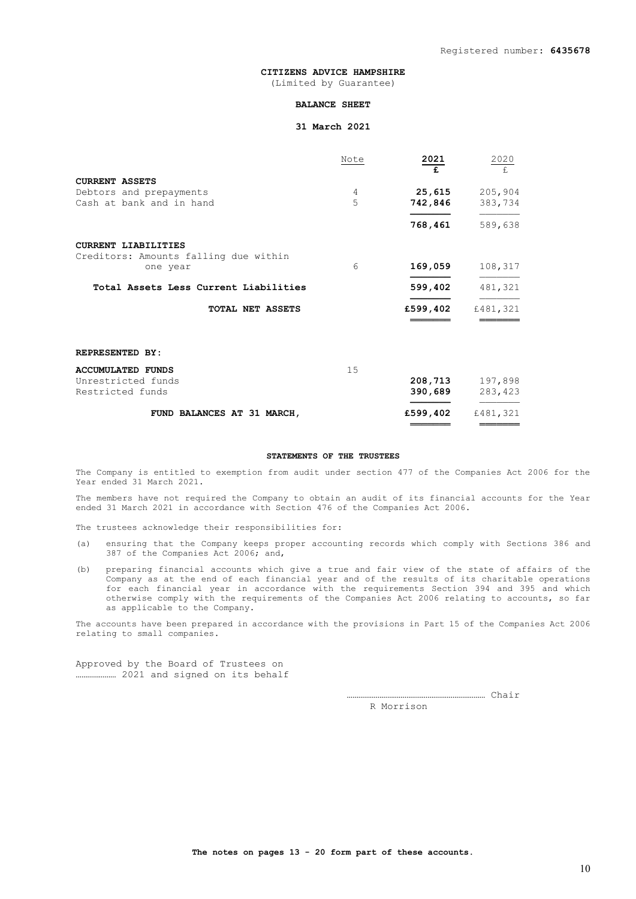Registered number: **6435678**

**CITIZENS ADVICE HAMPSHIRE**
(Limited by Guarantee)

**BALANCE SHEET**

**31 March 2021**

| | Note | **2021** **£** | 2020 £ |
|---|---|---|---|
| **CURRENT ASSETS** | | | |
| Debtors and prepayments | 4 | **25,615** | 205,904 |
| Cash at bank and in hand | 5 | **742,846** | 383,734 |
| | | **768,461** | 589,638 |
| **CURRENT LIABILITIES** | | | |
| Creditors: Amounts falling due within one year | 6 | **169,059** | 108,317 |
| **Total Assets Less Current Liabilities** | | **599,402** | 481,321 |
| **TOTAL NET ASSETS** | | **£599,402** | £481,321 |
| | | | |
| **REPRESENTED BY:** | | | |
| **ACCUMULATED FUNDS** | 15 | | |
| Unrestricted funds | | **208,713** | 197,898 |
| Restricted funds | | **390,689** | 283,423 |
| **FUND BALANCES AT 31 MARCH,** | | **£599,402** | £481,321 |

**STATEMENTS OF THE TRUSTEES**

The Company is entitled to exemption from audit under section 477 of the Companies Act 2006 for the Year ended 31 March 2021.

The members have not required the Company to obtain an audit of its financial accounts for the Year ended 31 March 2021 in accordance with Section 476 of the Companies Act 2006.

The trustees acknowledge their responsibilities for:

(a) ensuring that the Company keeps proper accounting records which comply with Sections 386 and 387 of the Companies Act 2006; and,

(b) preparing financial accounts which give a true and fair view of the state of affairs of the Company as at the end of each financial year and of the results of its charitable operations for each financial year in accordance with the requirements Section 394 and 395 and which otherwise comply with the requirements of the Companies Act 2006 relating to accounts, so far as applicable to the Company.

The accounts have been prepared in accordance with the provisions in Part 15 of the Companies Act 2006 relating to small companies.

Approved by the Board of Trustees on ………………… 2021 and signed on its behalf

……………………………………………………………… Chair
R Morrison

**The notes on pages 13 - 20 form part of these accounts.**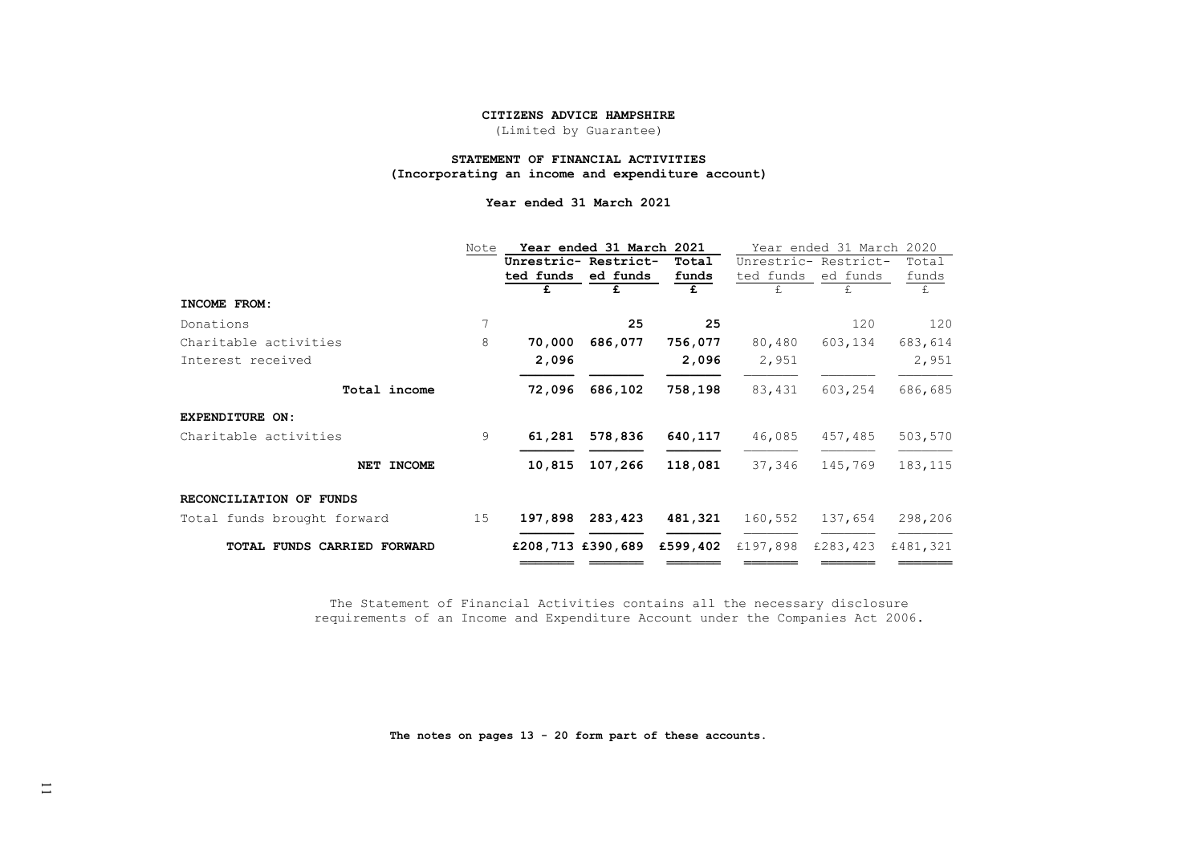**CITIZENS ADVICE HAMPSHIRE**

(Limited by Guarantee)

**STATEMENT OF FINANCIAL ACTIVITIES**
**(Incorporating an income and expenditure account)**

**Year ended 31 March 2021**

| | Note | **Year ended 31 March 2021** | | | Year ended 31 March 2020 | | |
|---|---|---|---|---|---|---|---|
| | | **Unrestricted funds** | **Restricted funds** | **Total funds** | Unrestricted funds | Restricted funds | Total funds |
| | | **£** | **£** | **£** | £ | £ | £ |
| **INCOME FROM:** | | | | | | | |
| Donations | 7 | | **25** | **25** | | 120 | 120 |
| Charitable activities | 8 | **70,000** | **686,077** | **756,077** | 80,480 | 603,134 | 683,614 |
| Interest received | | **2,096** | | **2,096** | 2,951 | | 2,951 |
| **Total income** | | **72,096** | **686,102** | **758,198** | 83,431 | 603,254 | 686,685 |
| **EXPENDITURE ON:** | | | | | | | |
| Charitable activities | 9 | **61,281** | **578,836** | **640,117** | 46,085 | 457,485 | 503,570 |
| **NET INCOME** | | **10,815** | **107,266** | **118,081** | 37,346 | 145,769 | 183,115 |
| **RECONCILIATION OF FUNDS** | | | | | | | |
| Total funds brought forward | 15 | **197,898** | **283,423** | **481,321** | 160,552 | 137,654 | 298,206 |
| **TOTAL FUNDS CARRIED FORWARD** | | **£208,713** | **£390,689** | **£599,402** | £197,898 | £283,423 | £481,321 |

The Statement of Financial Activities contains all the necessary disclosure requirements of an Income and Expenditure Account under the Companies Act 2006.

**The notes on pages 13 - 20 form part of these accounts.**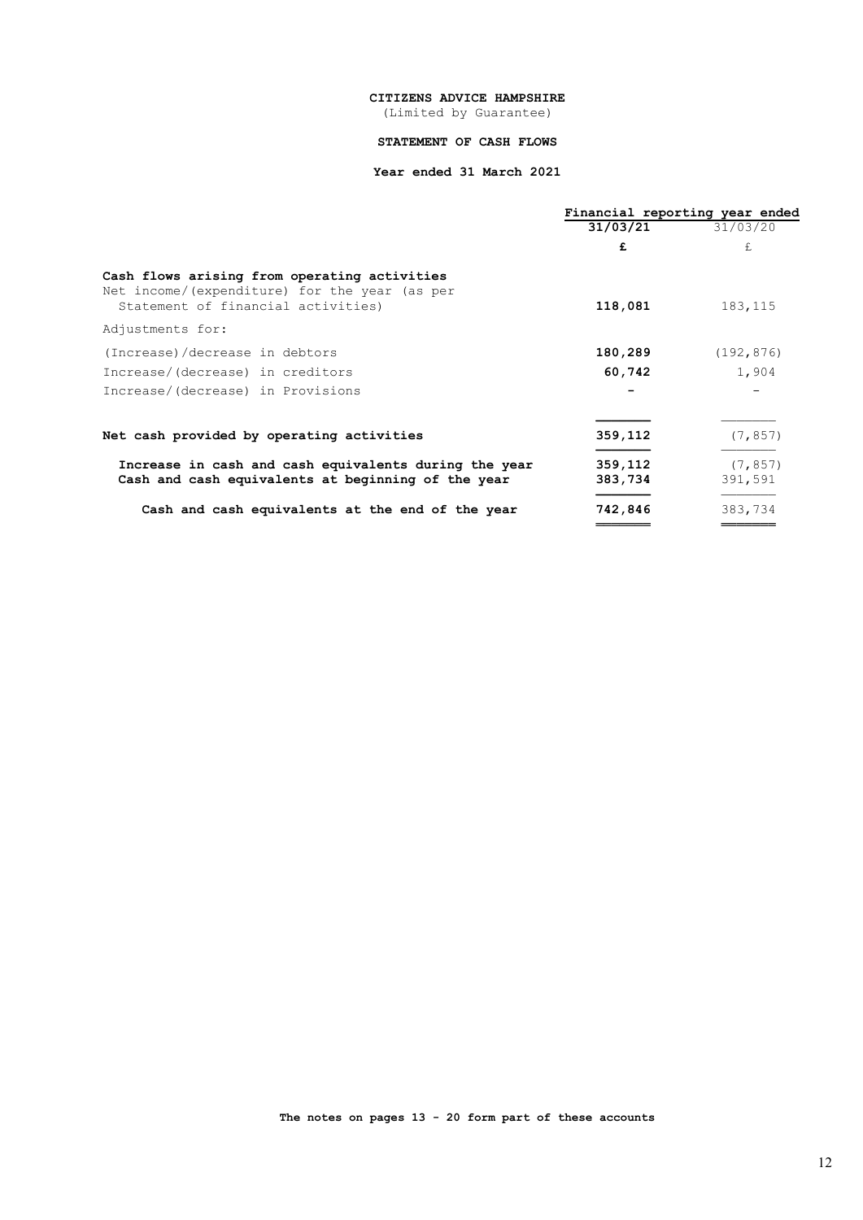**CITIZENS ADVICE HAMPSHIRE**
(Limited by Guarantee)

**STATEMENT OF CASH FLOWS**

**Year ended 31 March 2021**

| | Financial reporting year ended | |
|---|---|---|
| | **31/03/21** | 31/03/20 |
| | **£** | £ |
| **Cash flows arising from operating activities** | | |
| Net income/(expenditure) for the year (as per Statement of financial activities) | **118,081** | 183,115 |
| Adjustments for: | | |
| (Increase)/decrease in debtors | **180,289** | (192,876) |
| Increase/(decrease) in creditors | **60,742** | 1,904 |
| Increase/(decrease) in Provisions | **-** | - |
| **Net cash provided by operating activities** | **359,112** | (7,857) |
| **Increase in cash and cash equivalents during the year** | **359,112** | (7,857) |
| **Cash and cash equivalents at beginning of the year** | **383,734** | 391,591 |
| **Cash and cash equivalents at the end of the year** | **742,846** | 383,734 |

**The notes on pages 13 - 20 form part of these accounts**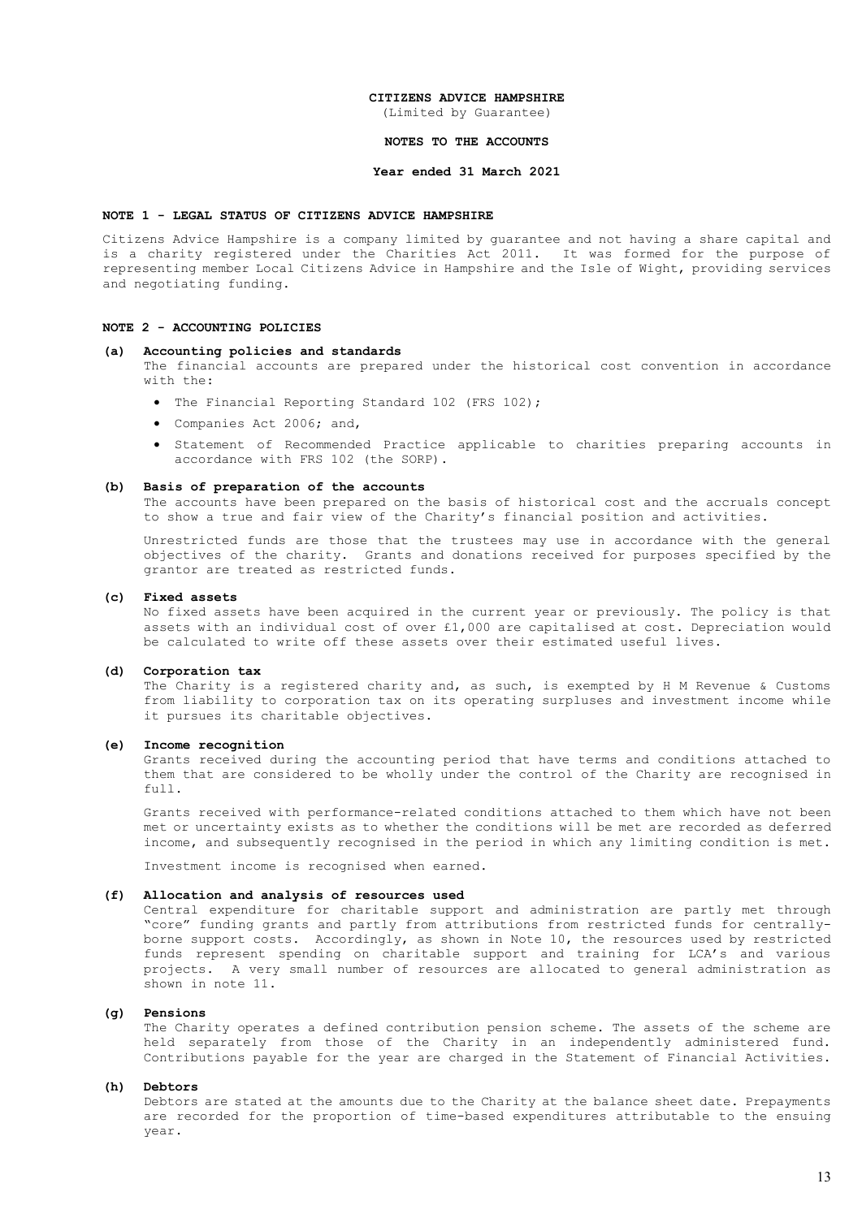**CITIZENS ADVICE HAMPSHIRE**

(Limited by Guarantee)

**NOTES TO THE ACCOUNTS**

**Year ended 31 March 2021**

## NOTE 1 - LEGAL STATUS OF CITIZENS ADVICE HAMPSHIRE

Citizens Advice Hampshire is a company limited by guarantee and not having a share capital and is a charity registered under the Charities Act 2011. It was formed for the purpose of representing member Local Citizens Advice in Hampshire and the Isle of Wight, providing services and negotiating funding.

## NOTE 2 - ACCOUNTING POLICIES

### (a) Accounting policies and standards

The financial accounts are prepared under the historical cost convention in accordance with the:

- The Financial Reporting Standard 102 (FRS 102);
- Companies Act 2006; and,
- Statement of Recommended Practice applicable to charities preparing accounts in accordance with FRS 102 (the SORP).

### (b) Basis of preparation of the accounts

The accounts have been prepared on the basis of historical cost and the accruals concept to show a true and fair view of the Charity's financial position and activities.

Unrestricted funds are those that the trustees may use in accordance with the general objectives of the charity. Grants and donations received for purposes specified by the grantor are treated as restricted funds.

### (c) Fixed assets

No fixed assets have been acquired in the current year or previously. The policy is that assets with an individual cost of over £1,000 are capitalised at cost. Depreciation would be calculated to write off these assets over their estimated useful lives.

### (d) Corporation tax

The Charity is a registered charity and, as such, is exempted by H M Revenue & Customs from liability to corporation tax on its operating surpluses and investment income while it pursues its charitable objectives.

### (e) Income recognition

Grants received during the accounting period that have terms and conditions attached to them that are considered to be wholly under the control of the Charity are recognised in full.

Grants received with performance-related conditions attached to them which have not been met or uncertainty exists as to whether the conditions will be met are recorded as deferred income, and subsequently recognised in the period in which any limiting condition is met.

Investment income is recognised when earned.

### (f) Allocation and analysis of resources used

Central expenditure for charitable support and administration are partly met through "core" funding grants and partly from attributions from restricted funds for centrally-borne support costs. Accordingly, as shown in Note 10, the resources used by restricted funds represent spending on charitable support and training for LCA's and various projects. A very small number of resources are allocated to general administration as shown in note 11.

### (g) Pensions

The Charity operates a defined contribution pension scheme. The assets of the scheme are held separately from those of the Charity in an independently administered fund. Contributions payable for the year are charged in the Statement of Financial Activities.

### (h) Debtors

Debtors are stated at the amounts due to the Charity at the balance sheet date. Prepayments are recorded for the proportion of time-based expenditures attributable to the ensuing year.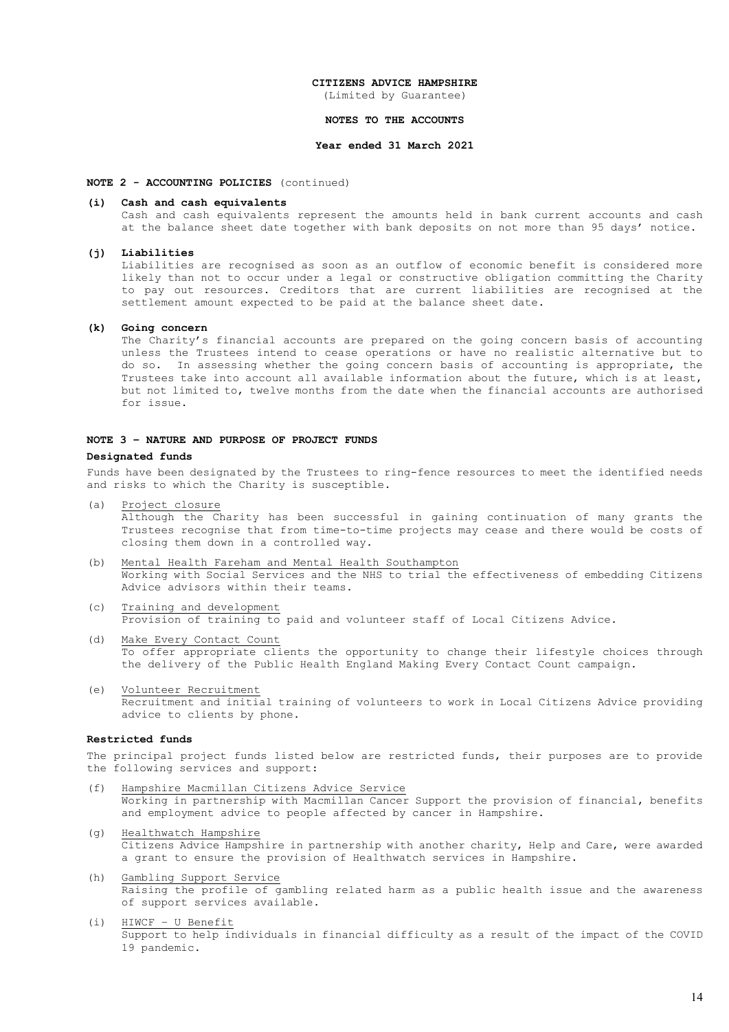**CITIZENS ADVICE HAMPSHIRE**
(Limited by Guarantee)

**NOTES TO THE ACCOUNTS**

**Year ended 31 March 2021**

**NOTE 2 - ACCOUNTING POLICIES** (continued)

**(i) Cash and cash equivalents**
Cash and cash equivalents represent the amounts held in bank current accounts and cash at the balance sheet date together with bank deposits on not more than 95 days' notice.

**(j) Liabilities**
Liabilities are recognised as soon as an outflow of economic benefit is considered more likely than not to occur under a legal or constructive obligation committing the Charity to pay out resources. Creditors that are current liabilities are recognised at the settlement amount expected to be paid at the balance sheet date.

**(k) Going concern**
The Charity's financial accounts are prepared on the going concern basis of accounting unless the Trustees intend to cease operations or have no realistic alternative but to do so. In assessing whether the going concern basis of accounting is appropriate, the Trustees take into account all available information about the future, which is at least, but not limited to, twelve months from the date when the financial accounts are authorised for issue.

**NOTE 3 – NATURE AND PURPOSE OF PROJECT FUNDS**

**Designated funds**

Funds have been designated by the Trustees to ring-fence resources to meet the identified needs and risks to which the Charity is susceptible.

(a) Project closure
Although the Charity has been successful in gaining continuation of many grants the Trustees recognise that from time-to-time projects may cease and there would be costs of closing them down in a controlled way.

(b) Mental Health Fareham and Mental Health Southampton
Working with Social Services and the NHS to trial the effectiveness of embedding Citizens Advice advisors within their teams.

(c) Training and development
Provision of training to paid and volunteer staff of Local Citizens Advice.

(d) Make Every Contact Count
To offer appropriate clients the opportunity to change their lifestyle choices through the delivery of the Public Health England Making Every Contact Count campaign.

(e) Volunteer Recruitment
Recruitment and initial training of volunteers to work in Local Citizens Advice providing advice to clients by phone.

**Restricted funds**

The principal project funds listed below are restricted funds, their purposes are to provide the following services and support:

(f) Hampshire Macmillan Citizens Advice Service
Working in partnership with Macmillan Cancer Support the provision of financial, benefits and employment advice to people affected by cancer in Hampshire.

(g) Healthwatch Hampshire
Citizens Advice Hampshire in partnership with another charity, Help and Care, were awarded a grant to ensure the provision of Healthwatch services in Hampshire.

(h) Gambling Support Service
Raising the profile of gambling related harm as a public health issue and the awareness of support services available.

(i) HIWCF – U Benefit
Support to help individuals in financial difficulty as a result of the impact of the COVID 19 pandemic.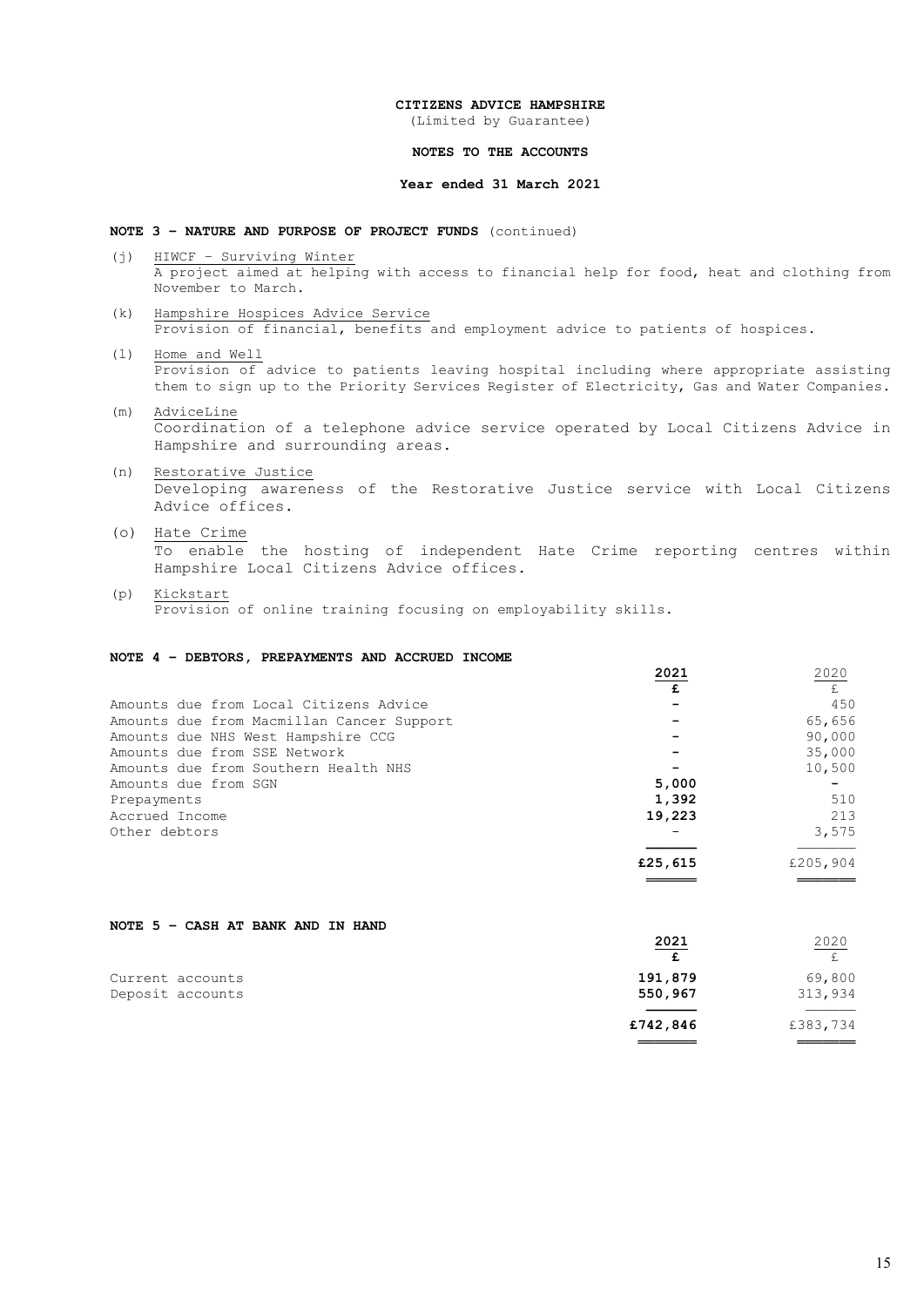**CITIZENS ADVICE HAMPSHIRE**
(Limited by Guarantee)

**NOTES TO THE ACCOUNTS**

**Year ended 31 March 2021**

**NOTE 3 – NATURE AND PURPOSE OF PROJECT FUNDS** (continued)

(j) HIWCF – Surviving Winter
A project aimed at helping with access to financial help for food, heat and clothing from November to March.

(k) Hampshire Hospices Advice Service
Provision of financial, benefits and employment advice to patients of hospices.

(l) Home and Well
Provision of advice to patients leaving hospital including where appropriate assisting them to sign up to the Priority Services Register of Electricity, Gas and Water Companies.

(m) AdviceLine
Coordination of a telephone advice service operated by Local Citizens Advice in Hampshire and surrounding areas.

(n) Restorative Justice
Developing awareness of the Restorative Justice service with Local Citizens Advice offices.

(o) Hate Crime
To enable the hosting of independent Hate Crime reporting centres within Hampshire Local Citizens Advice offices.

(p) Kickstart
Provision of online training focusing on employability skills.

**NOTE 4 – DEBTORS, PREPAYMENTS AND ACCRUED INCOME**

| | **2021** | 2020 |
|---|---|---|
| | **£** | £ |
| Amounts due from Local Citizens Advice | - | 450 |
| Amounts due from Macmillan Cancer Support | - | 65,656 |
| Amounts due NHS West Hampshire CCG | - | 90,000 |
| Amounts due from SSE Network | - | 35,000 |
| Amounts due from Southern Health NHS | - | 10,500 |
| Amounts due from SGN | **5,000** | - |
| Prepayments | **1,392** | 510 |
| Accrued Income | **19,223** | 213 |
| Other debtors | - | 3,575 |
| | **£25,615** | £205,904 |

**NOTE 5 – CASH AT BANK AND IN HAND**

| | **2021** | 2020 |
|---|---|---|
| | **£** | £ |
| Current accounts | **191,879** | 69,800 |
| Deposit accounts | **550,967** | 313,934 |
| | **£742,846** | £383,734 |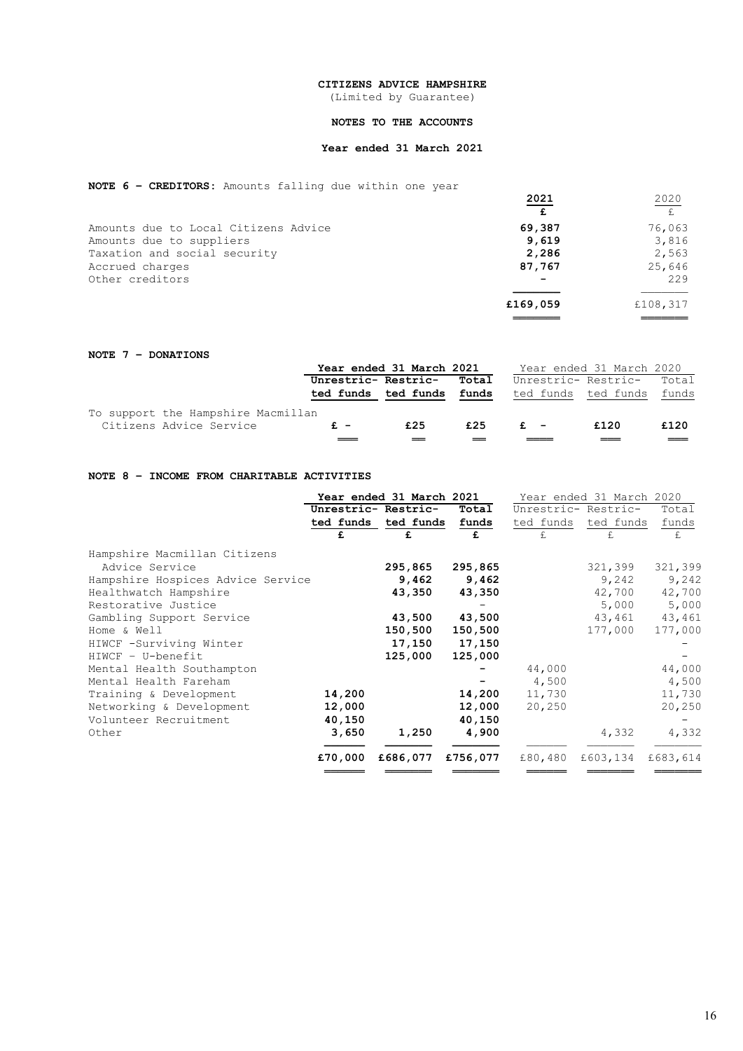**CITIZENS ADVICE HAMPSHIRE**

(Limited by Guarantee)

**NOTES TO THE ACCOUNTS**

**Year ended 31 March 2021**

**NOTE 6 – CREDITORS:** Amounts falling due within one year

| | 2021 | 2020 |
|---|---|---|
| | £ | £ |
| Amounts due to Local Citizens Advice | 69,387 | 76,063 |
| Amounts due to suppliers | 9,619 | 3,816 |
| Taxation and social security | 2,286 | 2,563 |
| Accrued charges | 87,767 | 25,646 |
| Other creditors | - | 229 |
| | £169,059 | £108,317 |

**NOTE 7 – DONATIONS**

| | Year ended 31 March 2021 | | | Year ended 31 March 2020 | | |
|---|---|---|---|---|---|---|
| | Unrestricted funds | Restricted funds | Total funds | Unrestricted funds | Restricted funds | Total funds |
| To support the Hampshire Macmillan Citizens Advice Service | £ - | £25 | £25 | £ - | £120 | £120 |

**NOTE 8 – INCOME FROM CHARITABLE ACTIVITIES**

| | Year ended 31 March 2021 | | | Year ended 31 March 2020 | | |
|---|---|---|---|---|---|---|
| | Unrestricted funds | Restricted funds | Total funds | Unrestricted funds | Restricted funds | Total funds |
| | £ | £ | £ | £ | £ | £ |
| Hampshire Macmillan Citizens Advice Service | | 295,865 | 295,865 | | 321,399 | 321,399 |
| Hampshire Hospices Advice Service | | 9,462 | 9,462 | | 9,242 | 9,242 |
| Healthwatch Hampshire | | 43,350 | 43,350 | | 42,700 | 42,700 |
| Restorative Justice | | | - | | 5,000 | 5,000 |
| Gambling Support Service | | 43,500 | 43,500 | | 43,461 | 43,461 |
| Home & Well | | 150,500 | 150,500 | | 177,000 | 177,000 |
| HIWCF -Surviving Winter | | 17,150 | 17,150 | | | - |
| HIWCF – U-benefit | | 125,000 | 125,000 | | | - |
| Mental Health Southampton | | | - | 44,000 | | 44,000 |
| Mental Health Fareham | | | - | 4,500 | | 4,500 |
| Training & Development | 14,200 | | 14,200 | 11,730 | | 11,730 |
| Networking & Development | 12,000 | | 12,000 | 20,250 | | 20,250 |
| Volunteer Recruitment | 40,150 | | 40,150 | | | - |
| Other | 3,650 | 1,250 | 4,900 | | 4,332 | 4,332 |
| | £70,000 | £686,077 | £756,077 | £80,480 | £603,134 | £683,614 |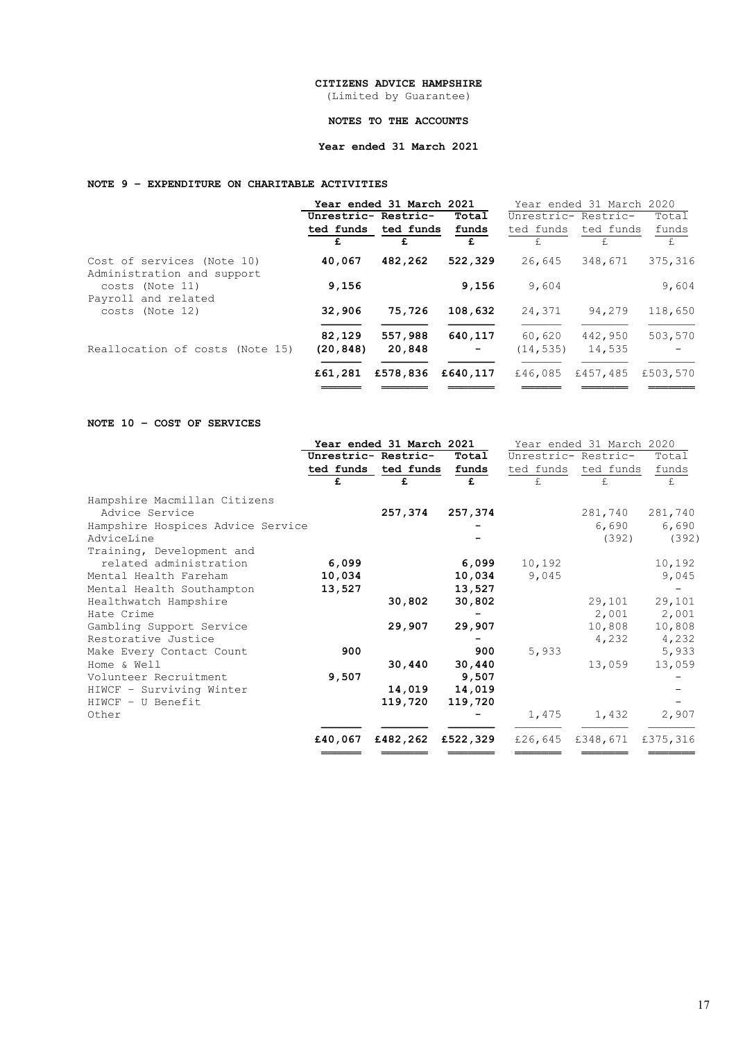**CITIZENS ADVICE HAMPSHIRE**
(Limited by Guarantee)

**NOTES TO THE ACCOUNTS**

**Year ended 31 March 2021**

## NOTE 9 – EXPENDITURE ON CHARITABLE ACTIVITIES

| | Year ended 31 March 2021 | | | Year ended 31 March 2020 | | |
|---|---|---|---|---|---|---|
| | Unrestricted funds | Restricted funds | Total funds | Unrestricted funds | Restricted funds | Total funds |
| | £ | £ | £ | £ | £ | £ |
| Cost of services (Note 10) | 40,067 | 482,262 | 522,329 | 26,645 | 348,671 | 375,316 |
| Administration and support costs (Note 11) | 9,156 | | 9,156 | 9,604 | | 9,604 |
| Payroll and related costs (Note 12) | 32,906 | 75,726 | 108,632 | 24,371 | 94,279 | 118,650 |
| | 82,129 | 557,988 | 640,117 | 60,620 | 442,950 | 503,570 |
| Reallocation of costs (Note 15) | (20,848) | 20,848 | - | (14,535) | 14,535 | - |
| | £61,281 | £578,836 | £640,117 | £46,085 | £457,485 | £503,570 |

## NOTE 10 – COST OF SERVICES

| | Year ended 31 March 2021 | | | Year ended 31 March 2020 | | |
|---|---|---|---|---|---|---|
| | Unrestricted funds | Restricted funds | Total funds | Unrestricted funds | Restricted funds | Total funds |
| | £ | £ | £ | £ | £ | £ |
| Hampshire Macmillan Citizens Advice Service | | 257,374 | 257,374 | | 281,740 | 281,740 |
| Hampshire Hospices Advice Service | | | - | | 6,690 | 6,690 |
| AdviceLine | | | - | | (392) | (392) |
| Training, Development and related administration | 6,099 | | 6,099 | 10,192 | | 10,192 |
| Mental Health Fareham | 10,034 | | 10,034 | 9,045 | | 9,045 |
| Mental Health Southampton | 13,527 | | 13,527 | | | - |
| Healthwatch Hampshire | | 30,802 | 30,802 | | 29,101 | 29,101 |
| Hate Crime | | | - | | 2,001 | 2,001 |
| Gambling Support Service | | 29,907 | 29,907 | | 10,808 | 10,808 |
| Restorative Justice | | | - | | 4,232 | 4,232 |
| Make Every Contact Count | 900 | | 900 | 5,933 | | 5,933 |
| Home & Well | | 30,440 | 30,440 | | 13,059 | 13,059 |
| Volunteer Recruitment | 9,507 | | 9,507 | | | - |
| HIWCF – Surviving Winter | | 14,019 | 14,019 | | | - |
| HIWCF – U Benefit | | 119,720 | 119,720 | | | - |
| Other | | | - | 1,475 | 1,432 | 2,907 |
| | £40,067 | £482,262 | £522,329 | £26,645 | £348,671 | £375,316 |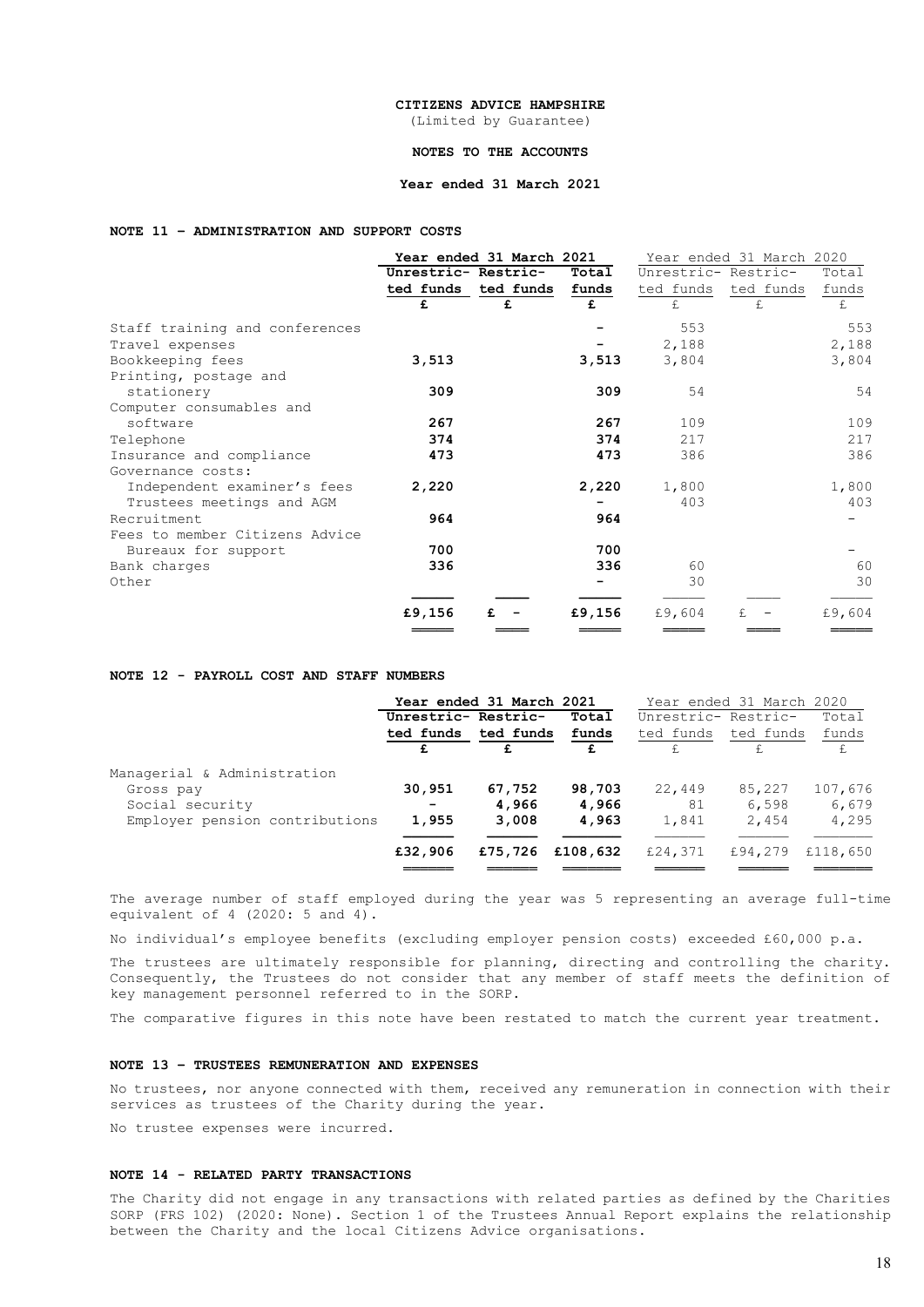**CITIZENS ADVICE HAMPSHIRE**
(Limited by Guarantee)

**NOTES TO THE ACCOUNTS**

**Year ended 31 March 2021**

## NOTE 11 – ADMINISTRATION AND SUPPORT COSTS

| | Year ended 31 March 2021 | | | Year ended 31 March 2020 | | |
|---|---|---|---|---|---|---|
| | Unrestricted funds | Restricted funds | Total funds | Unrestricted funds | Restricted funds | Total funds |
| | £ | £ | £ | £ | £ | £ |
| Staff training and conferences | | | - | 553 | | 553 |
| Travel expenses | | | - | 2,188 | | 2,188 |
| Bookkeeping fees | 3,513 | | 3,513 | 3,804 | | 3,804 |
| Printing, postage and stationery | 309 | | 309 | 54 | | 54 |
| Computer consumables and software | 267 | | 267 | 109 | | 109 |
| Telephone | 374 | | 374 | 217 | | 217 |
| Insurance and compliance | 473 | | 473 | 386 | | 386 |
| Governance costs: | | | | | | |
| Independent examiner's fees | 2,220 | | 2,220 | 1,800 | | 1,800 |
| Trustees meetings and AGM | | | - | 403 | | 403 |
| Recruitment | 964 | | 964 | | | - |
| Fees to member Citizens Advice Bureaux for support | 700 | | 700 | | | - |
| Bank charges | 336 | | 336 | 60 | | 60 |
| Other | | | - | 30 | | 30 |
| | £9,156 | £ - | £9,156 | £9,604 | £ - | £9,604 |

## NOTE 12 - PAYROLL COST AND STAFF NUMBERS

| | Year ended 31 March 2021 | | | Year ended 31 March 2020 | | |
|---|---|---|---|---|---|---|
| | Unrestricted funds | Restricted funds | Total funds | Unrestricted funds | Restricted funds | Total funds |
| | £ | £ | £ | £ | £ | £ |
| Managerial & Administration | | | | | | |
| Gross pay | 30,951 | 67,752 | 98,703 | 22,449 | 85,227 | 107,676 |
| Social security | - | 4,966 | 4,966 | 81 | 6,598 | 6,679 |
| Employer pension contributions | 1,955 | 3,008 | 4,963 | 1,841 | 2,454 | 4,295 |
| | £32,906 | £75,726 | £108,632 | £24,371 | £94,279 | £118,650 |

The average number of staff employed during the year was 5 representing an average full-time equivalent of 4 (2020: 5 and 4).

No individual's employee benefits (excluding employer pension costs) exceeded £60,000 p.a.

The trustees are ultimately responsible for planning, directing and controlling the charity. Consequently, the Trustees do not consider that any member of staff meets the definition of key management personnel referred to in the SORP.

The comparative figures in this note have been restated to match the current year treatment.

## NOTE 13 – TRUSTEES REMUNERATION AND EXPENSES

No trustees, nor anyone connected with them, received any remuneration in connection with their services as trustees of the Charity during the year.

No trustee expenses were incurred.

## NOTE 14 - RELATED PARTY TRANSACTIONS

The Charity did not engage in any transactions with related parties as defined by the Charities SORP (FRS 102) (2020: None). Section 1 of the Trustees Annual Report explains the relationship between the Charity and the local Citizens Advice organisations.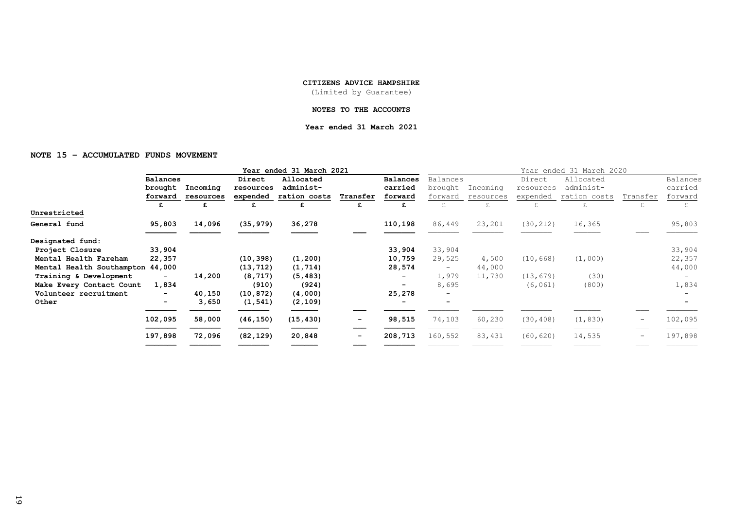**CITIZENS ADVICE HAMPSHIRE**
(Limited by Guarantee)

**NOTES TO THE ACCOUNTS**

**Year ended 31 March 2021**

**NOTE 15 – ACCUMULATED FUNDS MOVEMENT**

| | Year ended 31 March 2021 | | | | | | Year ended 31 March 2020 | | | | | |
|---|---|---|---|---|---|---|---|---|---|---|---|---|
| | Balances brought forward | Incoming resources | Direct resources expended | Allocated administration costs | Transfer | Balances carried forward | Balances brought forward | Incoming resources | Direct resources expended | Allocated administration costs | Transfer | Balances carried forward |
| | £ | £ | £ | £ | £ | £ | £ | £ | £ | £ | £ | £ |
| **Unrestricted** | | | | | | | | | | | | |
| **General fund** | 95,803 | 14,096 | (35,979) | 36,278 | | 110,198 | 86,449 | 23,201 | (30,212) | 16,365 | | 95,803 |
| **Designated fund:** | | | | | | | | | | | | |
| Project Closure | 33,904 | | | | | 33,904 | 33,904 | | | | | 33,904 |
| Mental Health Fareham | 22,357 | | (10,398) | (1,200) | | 10,759 | 29,525 | 4,500 | (10,668) | (1,000) | | 22,357 |
| Mental Health Southampton | 44,000 | | (13,712) | (1,714) | | 28,574 | - | 44,000 | | | | 44,000 |
| Training & Development | - | 14,200 | (8,717) | (5,483) | | - | 1,979 | 11,730 | (13,679) | (30) | | - |
| Make Every Contact Count | 1,834 | | (910) | (924) | | - | 8,695 | | (6,061) | (800) | | 1,834 |
| Volunteer recruitment | - | 40,150 | (10,872) | (4,000) | | 25,278 | - | | | | | - |
| Other | - | 3,650 | (1,541) | (2,109) | | - | - | | | | | - |
| | 102,095 | 58,000 | (46,150) | (15,430) | - | 98,515 | 74,103 | 60,230 | (30,408) | (1,830) | - | 102,095 |
| | 197,898 | 72,096 | (82,129) | 20,848 | - | 208,713 | 160,552 | 83,431 | (60,620) | 14,535 | - | 197,898 |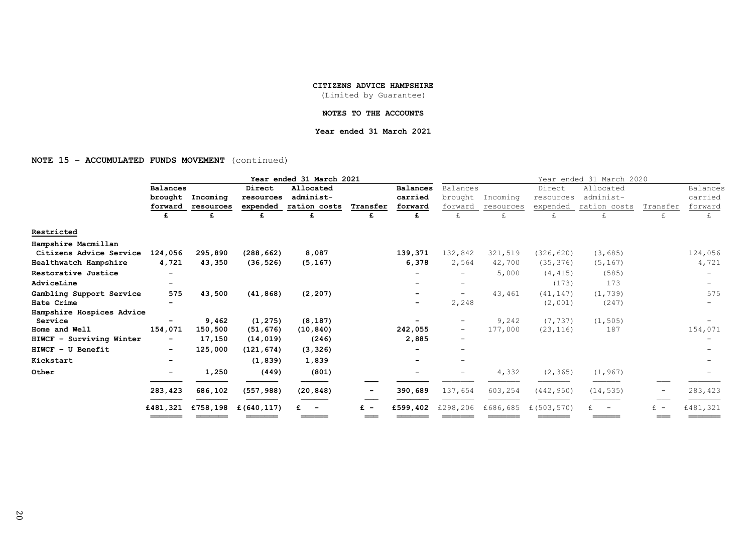**CITIZENS ADVICE HAMPSHIRE**
(Limited by Guarantee)

**NOTES TO THE ACCOUNTS**

**Year ended 31 March 2021**

**NOTE 15 – ACCUMULATED FUNDS MOVEMENT** (continued)

| | Year ended 31 March 2021 | | | | | | Year ended 31 March 2020 | | | | | |
|---|---|---|---|---|---|---|---|---|---|---|---|---|
| | Balances brought forward | Incoming resources | Direct resources expended | Allocated administ-ration costs | Transfer | Balances carried forward | Balances brought forward | Incoming resources | Direct resources expended | Allocated administ-ration costs | Transfer | Balances carried forward |
| | £ | £ | £ | £ | £ | £ | £ | £ | £ | £ | £ | £ |
| **Restricted** | | | | | | | | | | | | |
| Hampshire Macmillan Citizens Advice Service | 124,056 | 295,890 | (288,662) | 8,087 | | 139,371 | 132,842 | 321,519 | (326,620) | (3,685) | | 124,056 |
| Healthwatch Hampshire | 4,721 | 43,350 | (36,526) | (5,167) | | 6,378 | 2,564 | 42,700 | (35,376) | (5,167) | | 4,721 |
| Restorative Justice | - | | | | | - | - | 5,000 | (4,415) | (585) | | - |
| AdviceLine | - | | | | | - | - | | (173) | 173 | | - |
| Gambling Support Service | 575 | 43,500 | (41,868) | (2,207) | | - | - | 43,461 | (41,147) | (1,739) | | 575 |
| Hate Crime | - | | | | | - | 2,248 | | (2,001) | (247) | | - |
| Hampshire Hospices Advice Service | - | 9,462 | (1,275) | (8,187) | | - | - | 9,242 | (7,737) | (1,505) | | - |
| Home and Well | 154,071 | 150,500 | (51,676) | (10,840) | | 242,055 | - | 177,000 | (23,116) | 187 | | 154,071 |
| HIWCF – Surviving Winter | - | 17,150 | (14,019) | (246) | | 2,885 | - | | | | | - |
| HIWCF – U Benefit | - | 125,000 | (121,674) | (3,326) | | - | - | | | | | - |
| Kickstart | - | | (1,839) | 1,839 | | - | - | | | | | - |
| Other | - | 1,250 | (449) | (801) | | - | - | 4,332 | (2,365) | (1,967) | | - |
| | 283,423 | 686,102 | (557,988) | (20,848) | - | 390,689 | 137,654 | 603,254 | (442,950) | (14,535) | - | 283,423 |
| | £481,321 | £758,198 | £(640,117) | £ - | £ - | £599,402 | £298,206 | £686,685 | £(503,570) | £ - | £ - | £481,321 |